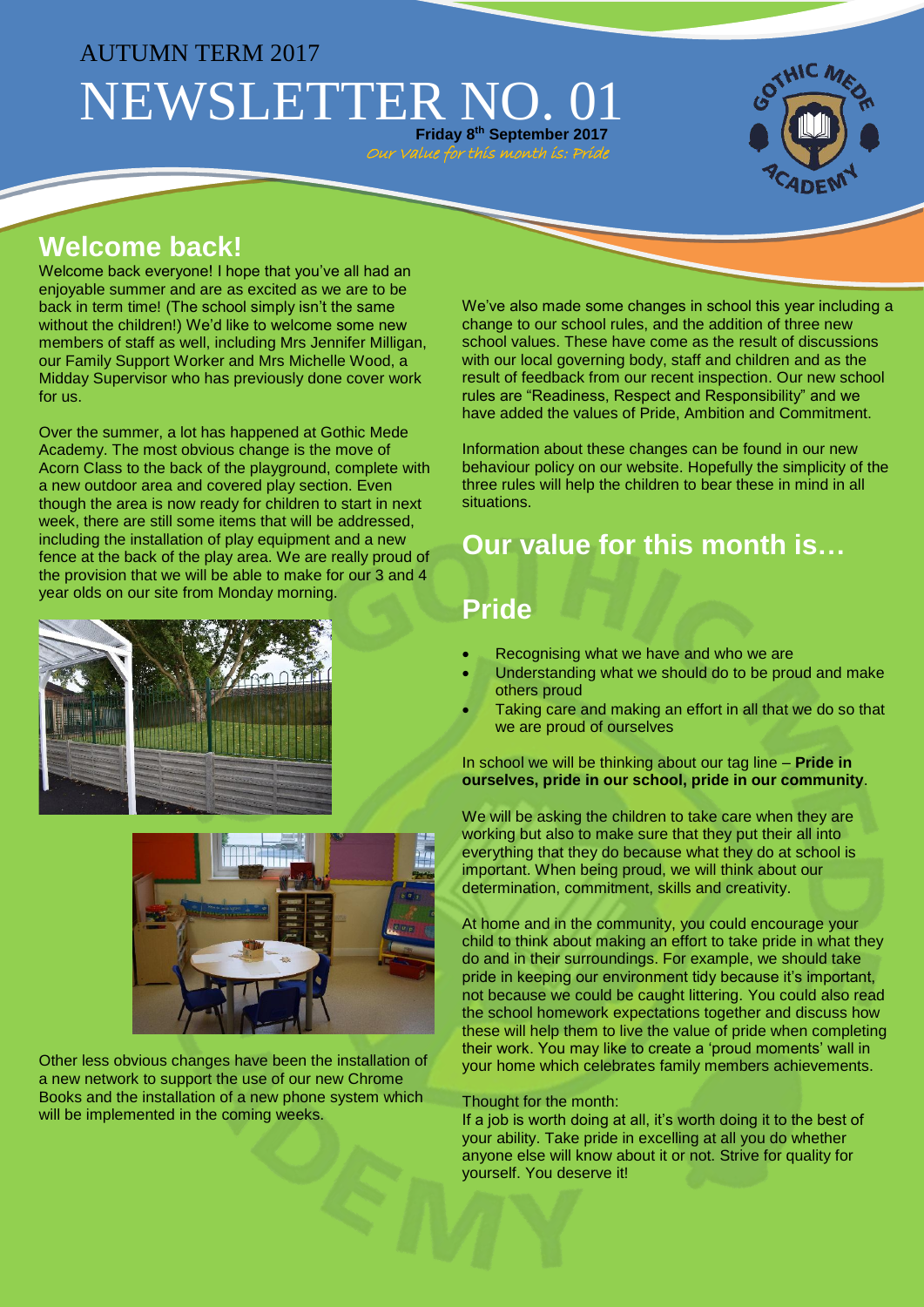AUTUMN TERM 2017

# NEWSLETTER NO. 01

**Friday 8th September 2017**

*Our value for this month is: Pride*

## Welcome back!

Welcome back everyone! I hope that you've all had an enjoyable summer and are as excited as we are to be back in term time! (The school simply isn't the same without the children!) We'd like to welcome some new members of staff as well, including Mrs Jennifer Milligan, our Family Support Worker and Mrs Michelle Wood, a Midday Supervisor who has previously done cover work for us.

Over the summer, a lot has happened at Gothic Mede Academy. The most obvious change is the move of Acorn Class to the back of the playground, complete with a new outdoor area and covered play section. Even though the area is now ready for children to start in next week, there are still some items that will be addressed, including the installation of play equipment and a new fence at the back of the play area. We are really proud of the provision that we will be able to make for our 3 and 4 year olds on our site from Monday morning.

Other less obvious changes have been the installation of a new network to support the use of our new Chrome Books and the installation of a new phone system which will be implemented in the coming weeks.

We've also made some changes in school this year including a change to our school rules, and the addition of three new school values. These have come as the result of discussions with our local governing body, staff and children and as the result of feedback from our recent inspection. Our new school rules are "Readiness, Respect and Responsibility" and we have added the values of Pride, Ambition and Commitment.

Information about these changes can be found in our new behaviour policy on our website. Hopefully the simplicity of the three rules will help the children to bear these in mind in all situations.

## Our value for this month is…

## Pride

- Recognising what we have and who we are
- Understanding what we should do to be proud and make others proud
- Taking care and making an effort in all that we do so that we are proud of ourselves

In school we will be thinking about our tag line – **Pride in ourselves, pride in our school, pride in our community**.

We will be asking the children to take care when they are working but also to make sure that they put their all into everything that they do because what they do at school is important. When being proud, we will think about our determination, commitment, skills and creativity.

At home and in the community, you could encourage your child to think about making an effort to take pride in what they do and in their surroundings. For example, we should take pride in keeping our environment tidy because it's important, not because we could be caught littering. You could also read the school homework expectations together and discuss how these will help them to live the value of pride when completing their work. You may like to create a 'proud moments' wall in your home which celebrates family members achievements.

Thought for the month:

If a job is worth doing at all, it's worth doing it to the best of your ability. Take pride in excelling at all you do whether anyone else will know about it or not. Strive for quality for yourself. You deserve it!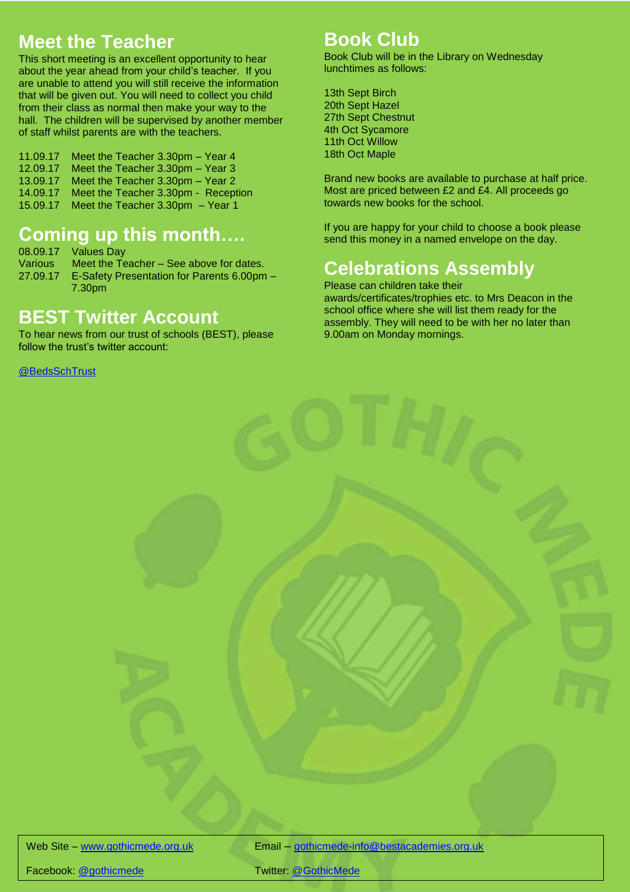## Meet the Teacher

This short meeting is an excellent opportunity to hear about the year ahead from your child's teacher. If you are unable to attend you will still receive the information that will be given out. You will need to collect you child from their class as normal then make your way to the hall. The children will be supervised by another member of staff whilst parents are with the teachers.

11.09.17 Meet the Teacher 3.30pm – Year 4
12.09.17 Meet the Teacher 3.30pm – Year 3
13.09.17 Meet the Teacher 3.30pm – Year 2
14.09.17 Meet the Teacher 3.30pm - Reception
15.09.17 Meet the Teacher 3.30pm – Year 1

## Coming up this month….

08.09.17 Values Day
Various Meet the Teacher – See above for dates.
27.09.17 E-Safety Presentation for Parents 6.00pm – 7.30pm

## BEST Twitter Account

To hear news from our trust of schools (BEST), please follow the trust's twitter account:

@BedsSchTrust

## Book Club

Book Club will be in the Library on Wednesday lunchtimes as follows:

13th Sept Birch
20th Sept Hazel
27th Sept Chestnut
4th Oct Sycamore
11th Oct Willow
18th Oct Maple

Brand new books are available to purchase at half price. Most are priced between £2 and £4. All proceeds go towards new books for the school.

If you are happy for your child to choose a book please send this money in a named envelope on the day.

## Celebrations Assembly

Please can children take their awards/certificates/trophies etc. to Mrs Deacon in the school office where she will list them ready for the assembly. They will need to be with her no later than 9.00am on Monday mornings.

Web Site – www.gothicmede.org.uk
Email – gothicmede-info@bestacademies.org.uk
Facebook: @gothicmede
Twitter: @GothicMede